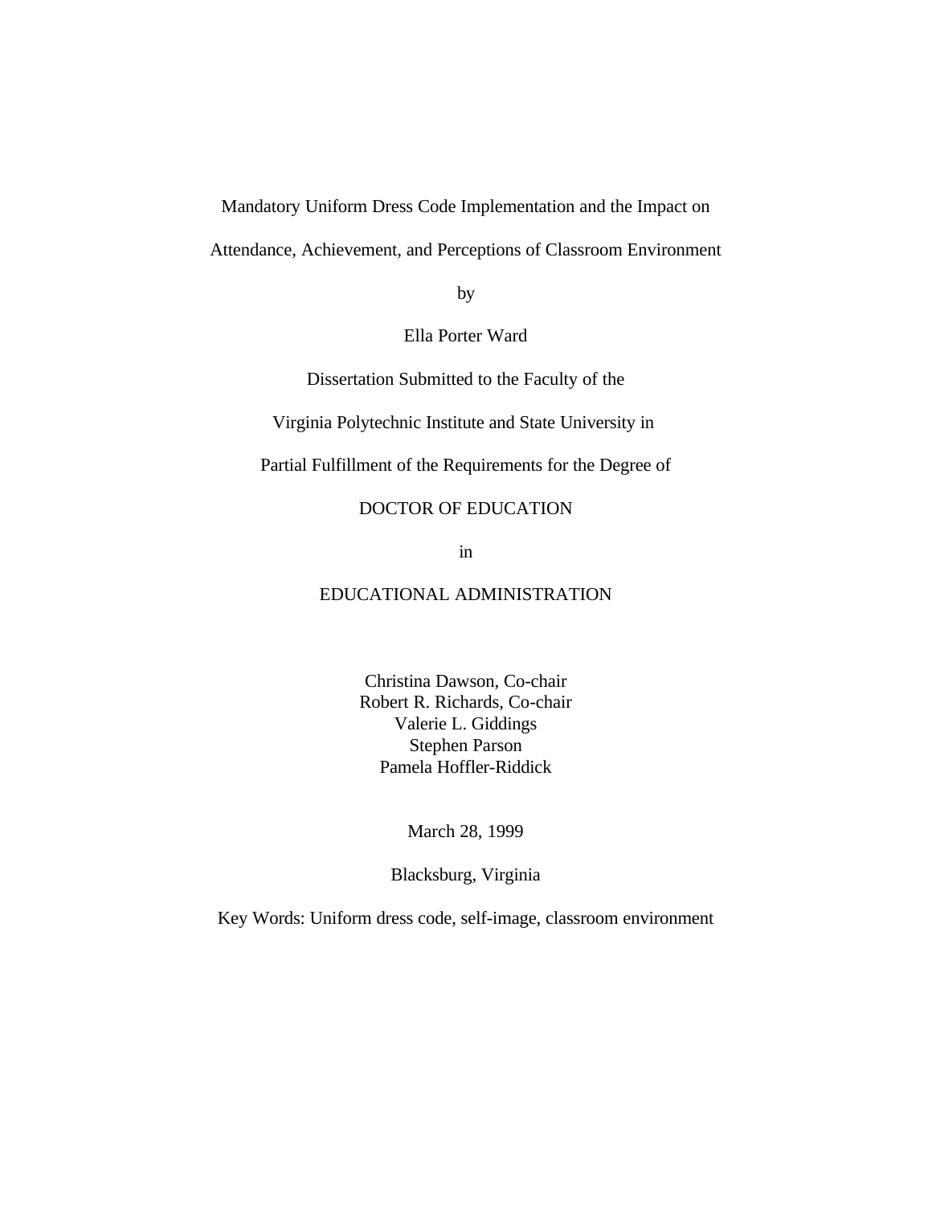# Mandatory Uniform Dress Code Implementation and the Impact on Attendance, Achievement, and Perceptions of Classroom Environment

by

Ella Porter Ward

Dissertation Submitted to the Faculty of the

Virginia Polytechnic Institute and State University in

Partial Fulfillment of the Requirements for the Degree of

DOCTOR OF EDUCATION

in

EDUCATIONAL ADMINISTRATION

Christina Dawson, Co-chair
Robert R. Richards, Co-chair
Valerie L. Giddings
Stephen Parson
Pamela Hoffler-Riddick

March 28, 1999

Blacksburg, Virginia

Key Words: Uniform dress code, self-image, classroom environment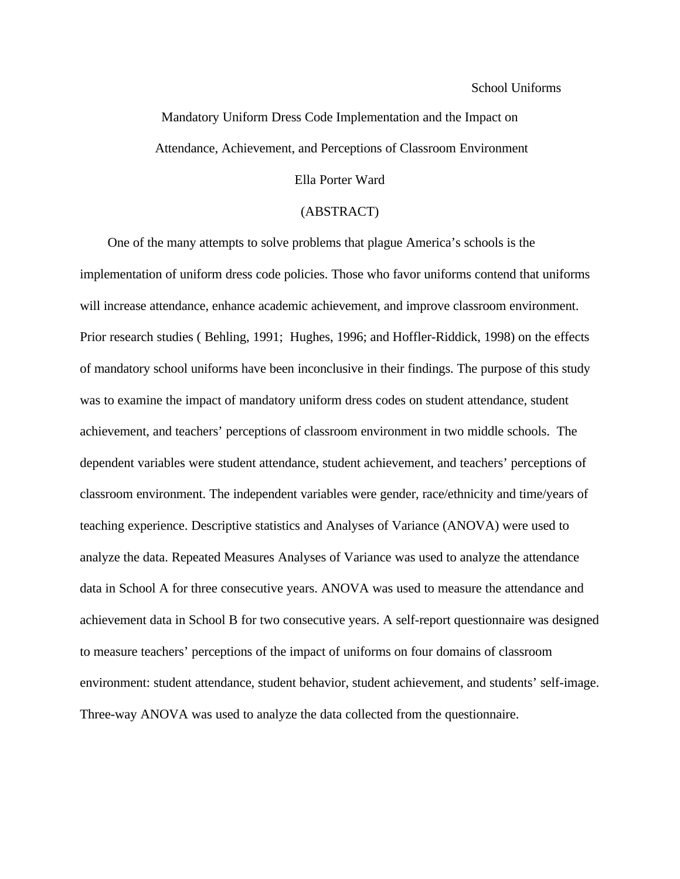Mandatory Uniform Dress Code Implementation and the Impact on

Attendance, Achievement, and Perceptions of Classroom Environment

Ella Porter Ward

(ABSTRACT)

One of the many attempts to solve problems that plague America's schools is the implementation of uniform dress code policies. Those who favor uniforms contend that uniforms will increase attendance, enhance academic achievement, and improve classroom environment. Prior research studies ( Behling, 1991; Hughes, 1996; and Hoffler-Riddick, 1998) on the effects of mandatory school uniforms have been inconclusive in their findings. The purpose of this study was to examine the impact of mandatory uniform dress codes on student attendance, student achievement, and teachers' perceptions of classroom environment in two middle schools. The dependent variables were student attendance, student achievement, and teachers' perceptions of classroom environment. The independent variables were gender, race/ethnicity and time/years of teaching experience. Descriptive statistics and Analyses of Variance (ANOVA) were used to analyze the data. Repeated Measures Analyses of Variance was used to analyze the attendance data in School A for three consecutive years. ANOVA was used to measure the attendance and achievement data in School B for two consecutive years. A self-report questionnaire was designed to measure teachers' perceptions of the impact of uniforms on four domains of classroom environment: student attendance, student behavior, student achievement, and students' self-image. Three-way ANOVA was used to analyze the data collected from the questionnaire.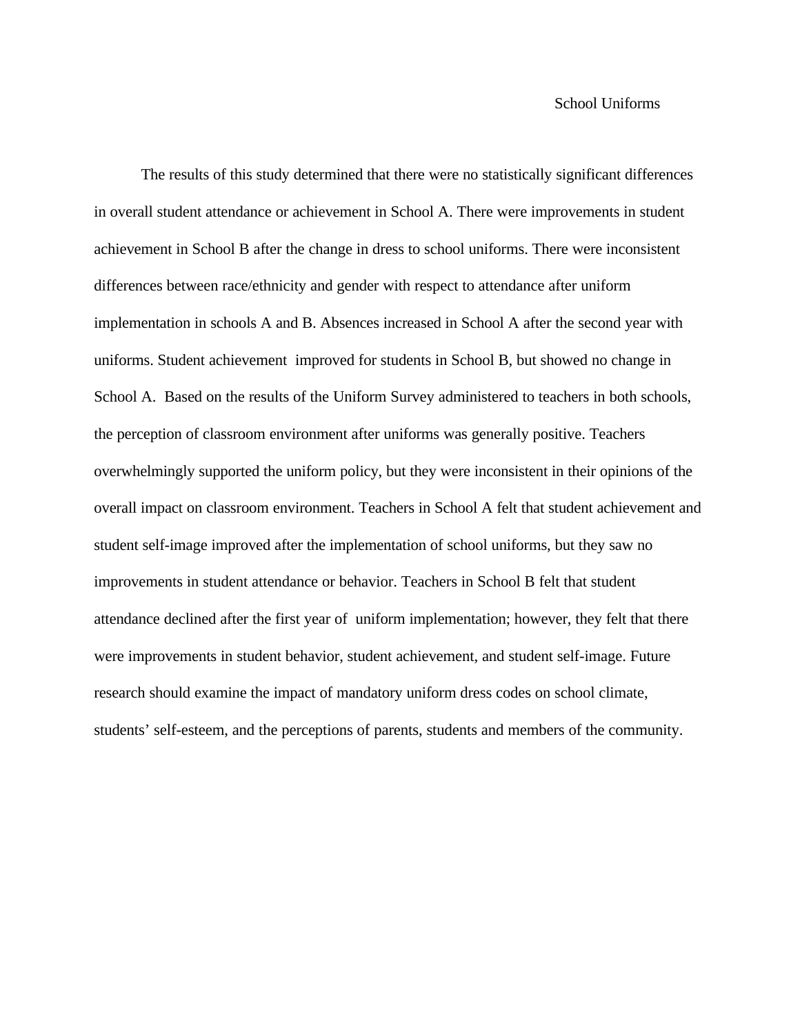The results of this study determined that there were no statistically significant differences in overall student attendance or achievement in School A. There were improvements in student achievement in School B after the change in dress to school uniforms. There were inconsistent differences between race/ethnicity and gender with respect to attendance after uniform implementation in schools A and B. Absences increased in School A after the second year with uniforms. Student achievement improved for students in School B, but showed no change in School A. Based on the results of the Uniform Survey administered to teachers in both schools, the perception of classroom environment after uniforms was generally positive. Teachers overwhelmingly supported the uniform policy, but they were inconsistent in their opinions of the overall impact on classroom environment. Teachers in School A felt that student achievement and student self-image improved after the implementation of school uniforms, but they saw no improvements in student attendance or behavior. Teachers in School B felt that student attendance declined after the first year of uniform implementation; however, they felt that there were improvements in student behavior, student achievement, and student self-image. Future research should examine the impact of mandatory uniform dress codes on school climate, students' self-esteem, and the perceptions of parents, students and members of the community.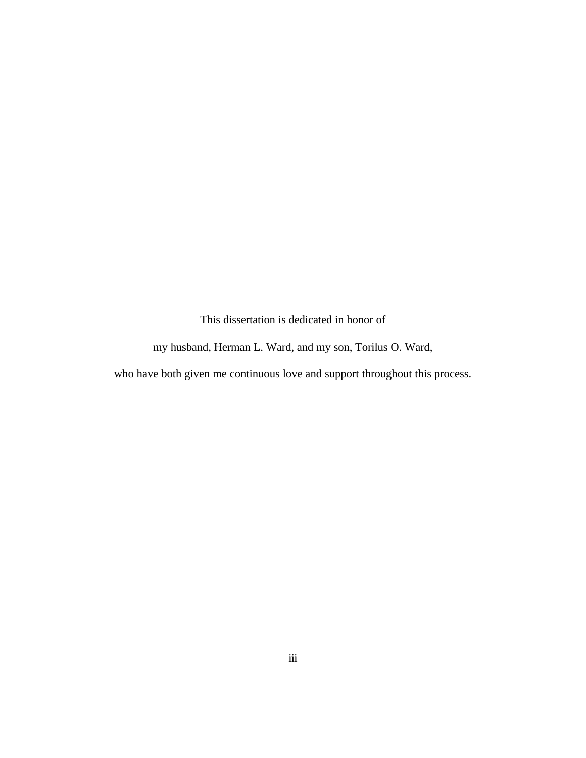This dissertation is dedicated in honor of

my husband, Herman L. Ward, and my son, Torilus O. Ward,

who have both given me continuous love and support throughout this process.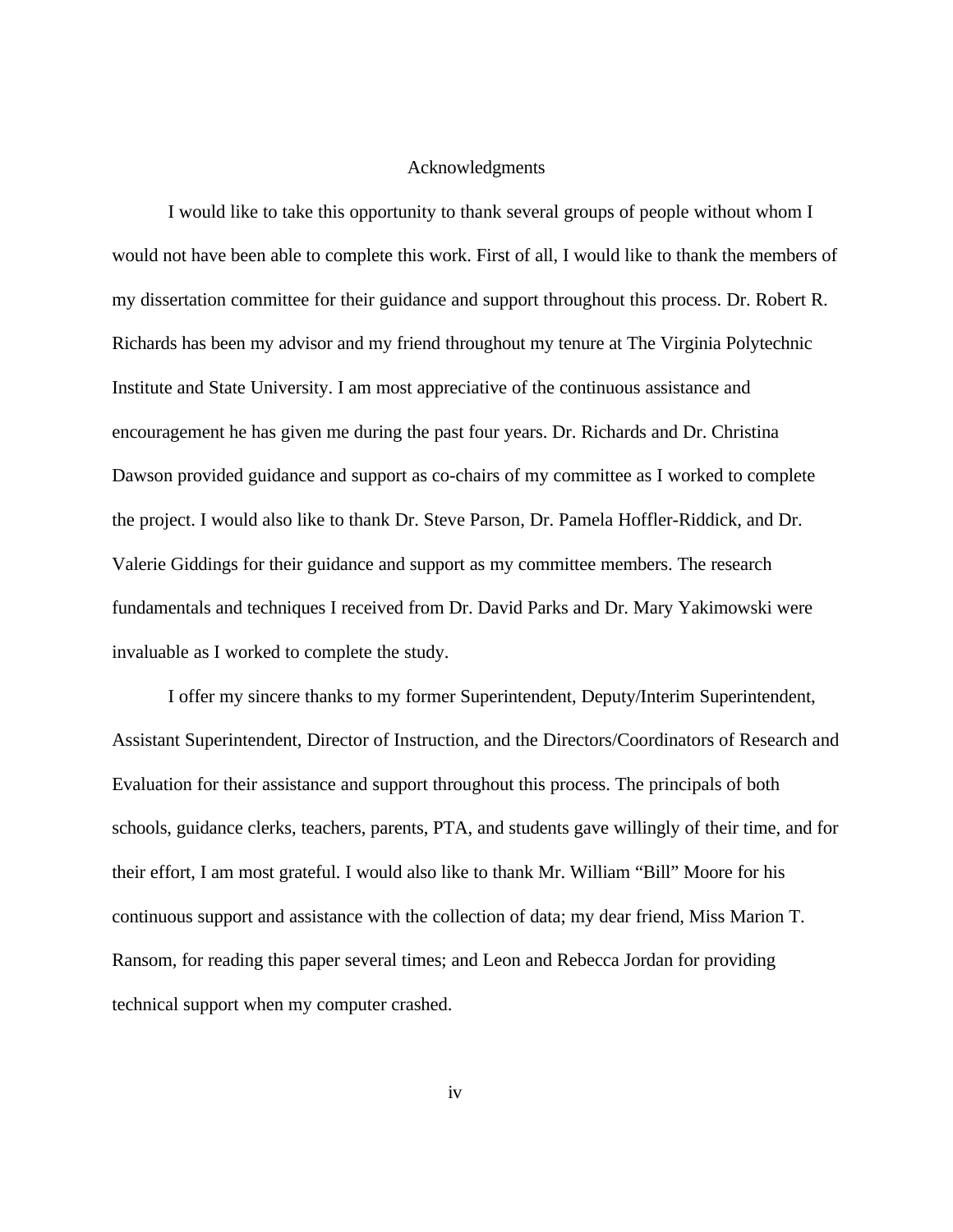# Acknowledgments

I would like to take this opportunity to thank several groups of people without whom I would not have been able to complete this work. First of all, I would like to thank the members of my dissertation committee for their guidance and support throughout this process. Dr. Robert R. Richards has been my advisor and my friend throughout my tenure at The Virginia Polytechnic Institute and State University. I am most appreciative of the continuous assistance and encouragement he has given me during the past four years. Dr. Richards and Dr. Christina Dawson provided guidance and support as co-chairs of my committee as I worked to complete the project. I would also like to thank Dr. Steve Parson, Dr. Pamela Hoffler-Riddick, and Dr. Valerie Giddings for their guidance and support as my committee members. The research fundamentals and techniques I received from Dr. David Parks and Dr. Mary Yakimowski were invaluable as I worked to complete the study.

I offer my sincere thanks to my former Superintendent, Deputy/Interim Superintendent, Assistant Superintendent, Director of Instruction, and the Directors/Coordinators of Research and Evaluation for their assistance and support throughout this process. The principals of both schools, guidance clerks, teachers, parents, PTA, and students gave willingly of their time, and for their effort, I am most grateful. I would also like to thank Mr. William "Bill" Moore for his continuous support and assistance with the collection of data; my dear friend, Miss Marion T. Ransom, for reading this paper several times; and Leon and Rebecca Jordan for providing technical support when my computer crashed.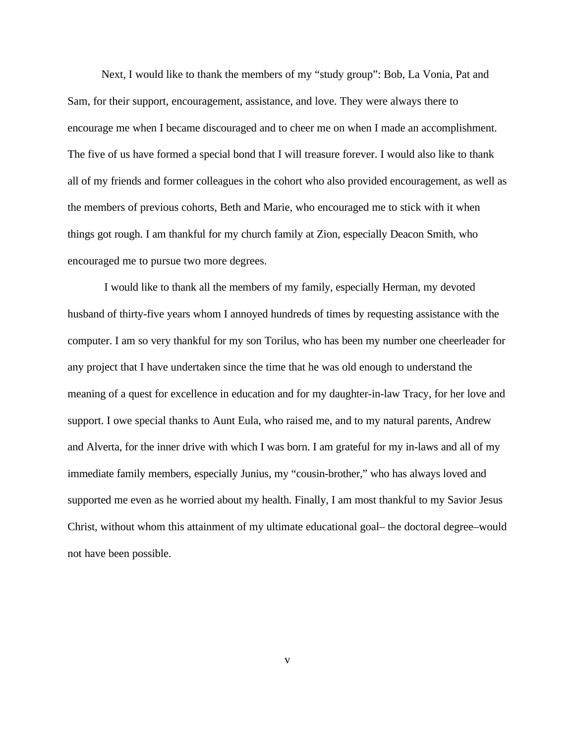Next, I would like to thank the members of my “study group”: Bob, La Vonia, Pat and Sam, for their support, encouragement, assistance, and love. They were always there to encourage me when I became discouraged and to cheer me on when I made an accomplishment. The five of us have formed a special bond that I will treasure forever. I would also like to thank all of my friends and former colleagues in the cohort who also provided encouragement, as well as the members of previous cohorts, Beth and Marie, who encouraged me to stick with it when things got rough. I am thankful for my church family at Zion, especially Deacon Smith, who encouraged me to pursue two more degrees.

I would like to thank all the members of my family, especially Herman, my devoted husband of thirty-five years whom I annoyed hundreds of times by requesting assistance with the computer. I am so very thankful for my son Torilus, who has been my number one cheerleader for any project that I have undertaken since the time that he was old enough to understand the meaning of a quest for excellence in education and for my daughter-in-law Tracy, for her love and support. I owe special thanks to Aunt Eula, who raised me, and to my natural parents, Andrew and Alverta, for the inner drive with which I was born. I am grateful for my in-laws and all of my immediate family members, especially Junius, my “cousin-brother,” who has always loved and supported me even as he worried about my health. Finally, I am most thankful to my Savior Jesus Christ, without whom this attainment of my ultimate educational goal– the doctoral degree–would not have been possible.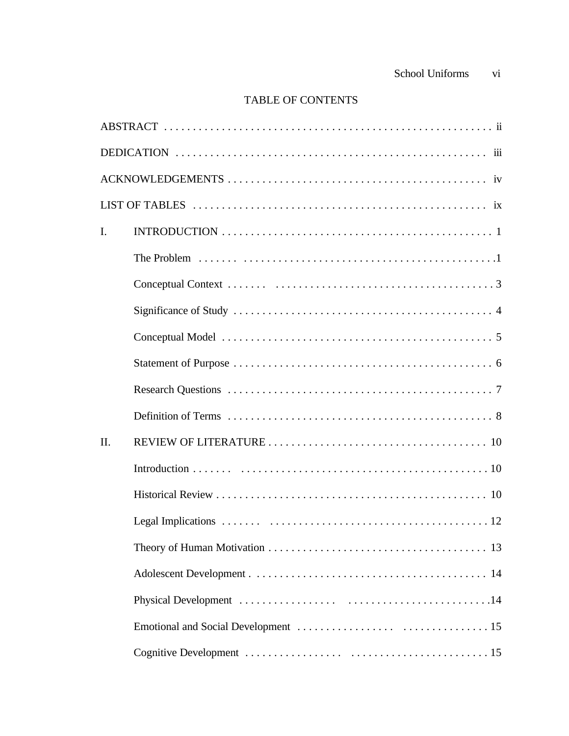# TABLE OF CONTENTS

ABSTRACT . . . . . . . . . . . . . . . . . . . . . . . . . . . . . . . . . . . . . . . . . . . . . . . . . . . . . . ii

DEDICATION . . . . . . . . . . . . . . . . . . . . . . . . . . . . . . . . . . . . . . . . . . . . . . . . . . . iii

ACKNOWLEDGEMENTS . . . . . . . . . . . . . . . . . . . . . . . . . . . . . . . . . . . . . . . . . . . . iv

LIST OF TABLES . . . . . . . . . . . . . . . . . . . . . . . . . . . . . . . . . . . . . . . . . . . . . . . . . ix

I. INTRODUCTION . . . . . . . . . . . . . . . . . . . . . . . . . . . . . . . . . . . . . . . . . . . . . . . 1

- The Problem . . . . . . . . . . . . . . . . . . . . . . . . . . . . . . . . . . . . . . . . . . . . . . . . . . .1
- Conceptual Context . . . . . . . . . . . . . . . . . . . . . . . . . . . . . . . . . . . . . . . . . . . . . 3
- Significance of Study . . . . . . . . . . . . . . . . . . . . . . . . . . . . . . . . . . . . . . . . . . . . 4
- Conceptual Model . . . . . . . . . . . . . . . . . . . . . . . . . . . . . . . . . . . . . . . . . . . . . . 5
- Statement of Purpose . . . . . . . . . . . . . . . . . . . . . . . . . . . . . . . . . . . . . . . . . . . . 6
- Research Questions . . . . . . . . . . . . . . . . . . . . . . . . . . . . . . . . . . . . . . . . . . . . . 7
- Definition of Terms . . . . . . . . . . . . . . . . . . . . . . . . . . . . . . . . . . . . . . . . . . . . . 8

II. REVIEW OF LITERATURE . . . . . . . . . . . . . . . . . . . . . . . . . . . . . . . . . . . . . . 10

- Introduction . . . . . . . . . . . . . . . . . . . . . . . . . . . . . . . . . . . . . . . . . . . . . . . . . . . 10
- Historical Review . . . . . . . . . . . . . . . . . . . . . . . . . . . . . . . . . . . . . . . . . . . . . . . 10
- Legal Implications . . . . . . . . . . . . . . . . . . . . . . . . . . . . . . . . . . . . . . . . . . . . . . 12
- Theory of Human Motivation . . . . . . . . . . . . . . . . . . . . . . . . . . . . . . . . . . . . . . 13
- Adolescent Development . . . . . . . . . . . . . . . . . . . . . . . . . . . . . . . . . . . . . . . . . 14
- Physical Development . . . . . . . . . . . . . . . . . . . . . . . . . . . . . . . . . . . . . . . . . . .14
- Emotional and Social Development . . . . . . . . . . . . . . . . . . . . . . . . . . . . . . . . 15
- Cognitive Development . . . . . . . . . . . . . . . . . . . . . . . . . . . . . . . . . . . . . . . . . . 15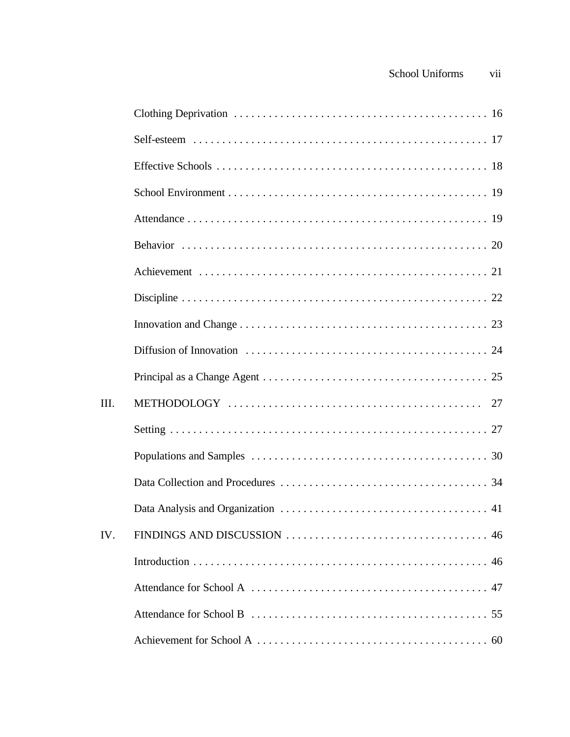| | | |
|---|---|---|
| | Clothing Deprivation | 16 |
| | Self-esteem | 17 |
| | Effective Schools | 18 |
| | School Environment | 19 |
| | Attendance | 19 |
| | Behavior | 20 |
| | Achievement | 21 |
| | Discipline | 22 |
| | Innovation and Change | 23 |
| | Diffusion of Innovation | 24 |
| | Principal as a Change Agent | 25 |
| III. | METHODOLOGY | 27 |
| | Setting | 27 |
| | Populations and Samples | 30 |
| | Data Collection and Procedures | 34 |
| | Data Analysis and Organization | 41 |
| IV. | FINDINGS AND DISCUSSION | 46 |
| | Introduction | 46 |
| | Attendance for School A | 47 |
| | Attendance for School B | 55 |
| | Achievement for School A | 60 |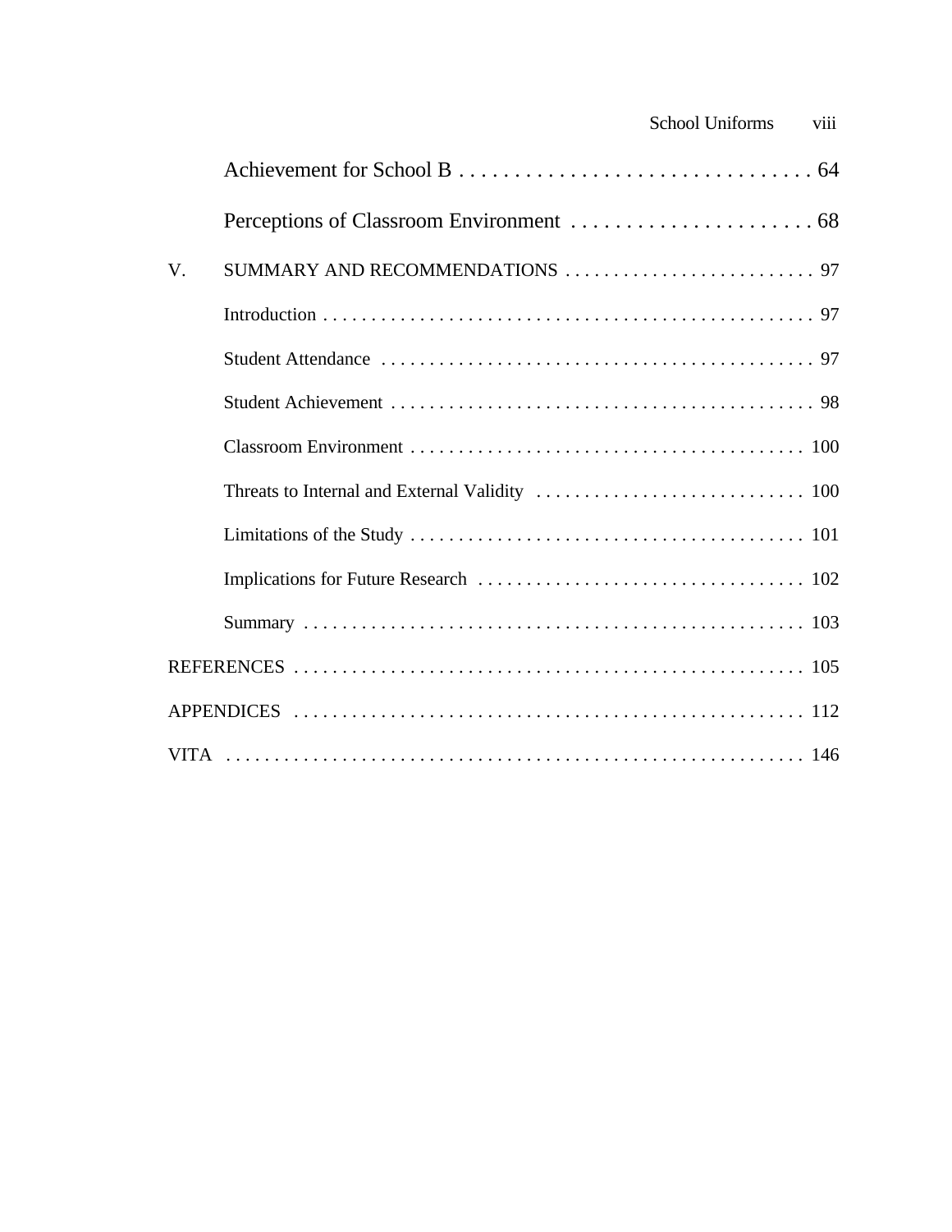Achievement for School B . . . . . . . . . . . . . . . . . . . . . . . . . . . . . . . . 64

Perceptions of Classroom Environment . . . . . . . . . . . . . . . . . . . . . . 68

V. SUMMARY AND RECOMMENDATIONS . . . . . . . . . . . . . . . . . . . . . . . . . . 97

Introduction . . . . . . . . . . . . . . . . . . . . . . . . . . . . . . . . . . . . . . . . . . . . . . . . . . . 97

Student Attendance . . . . . . . . . . . . . . . . . . . . . . . . . . . . . . . . . . . . . . . . . . . . 97

Student Achievement . . . . . . . . . . . . . . . . . . . . . . . . . . . . . . . . . . . . . . . . . . . 98

Classroom Environment . . . . . . . . . . . . . . . . . . . . . . . . . . . . . . . . . . . . . . . . 100

Threats to Internal and External Validity . . . . . . . . . . . . . . . . . . . . . . . . . . . . 100

Limitations of the Study . . . . . . . . . . . . . . . . . . . . . . . . . . . . . . . . . . . . . . . . . 101

Implications for Future Research . . . . . . . . . . . . . . . . . . . . . . . . . . . . . . . . . 102

Summary . . . . . . . . . . . . . . . . . . . . . . . . . . . . . . . . . . . . . . . . . . . . . . . . . . . . 103

REFERENCES . . . . . . . . . . . . . . . . . . . . . . . . . . . . . . . . . . . . . . . . . . . . . . . . . . . . . 105

APPENDICES . . . . . . . . . . . . . . . . . . . . . . . . . . . . . . . . . . . . . . . . . . . . . . . . . . . . . 112

VITA . . . . . . . . . . . . . . . . . . . . . . . . . . . . . . . . . . . . . . . . . . . . . . . . . . . . . . . . . . . . 146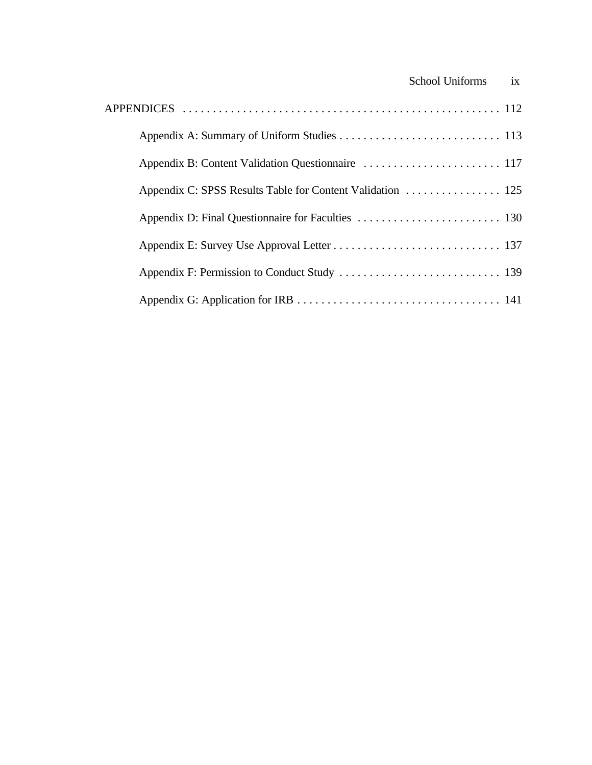APPENDICES . . . . . . . . . . . . . . . . . . . . . . . . . . . . . . . . . . . . . . . . . . . . . . . . . . . . 112

Appendix A: Summary of Uniform Studies . . . . . . . . . . . . . . . . . . . . . . . . . . . . 113

Appendix B: Content Validation Questionnaire . . . . . . . . . . . . . . . . . . . . . . . . 117

Appendix C: SPSS Results Table for Content Validation . . . . . . . . . . . . . . . . . 125

Appendix D: Final Questionnaire for Faculties . . . . . . . . . . . . . . . . . . . . . . . . . 130

Appendix E: Survey Use Approval Letter . . . . . . . . . . . . . . . . . . . . . . . . . . . . . 137

Appendix F: Permission to Conduct Study . . . . . . . . . . . . . . . . . . . . . . . . . . . . 139

Appendix G: Application for IRB . . . . . . . . . . . . . . . . . . . . . . . . . . . . . . . . . . . 141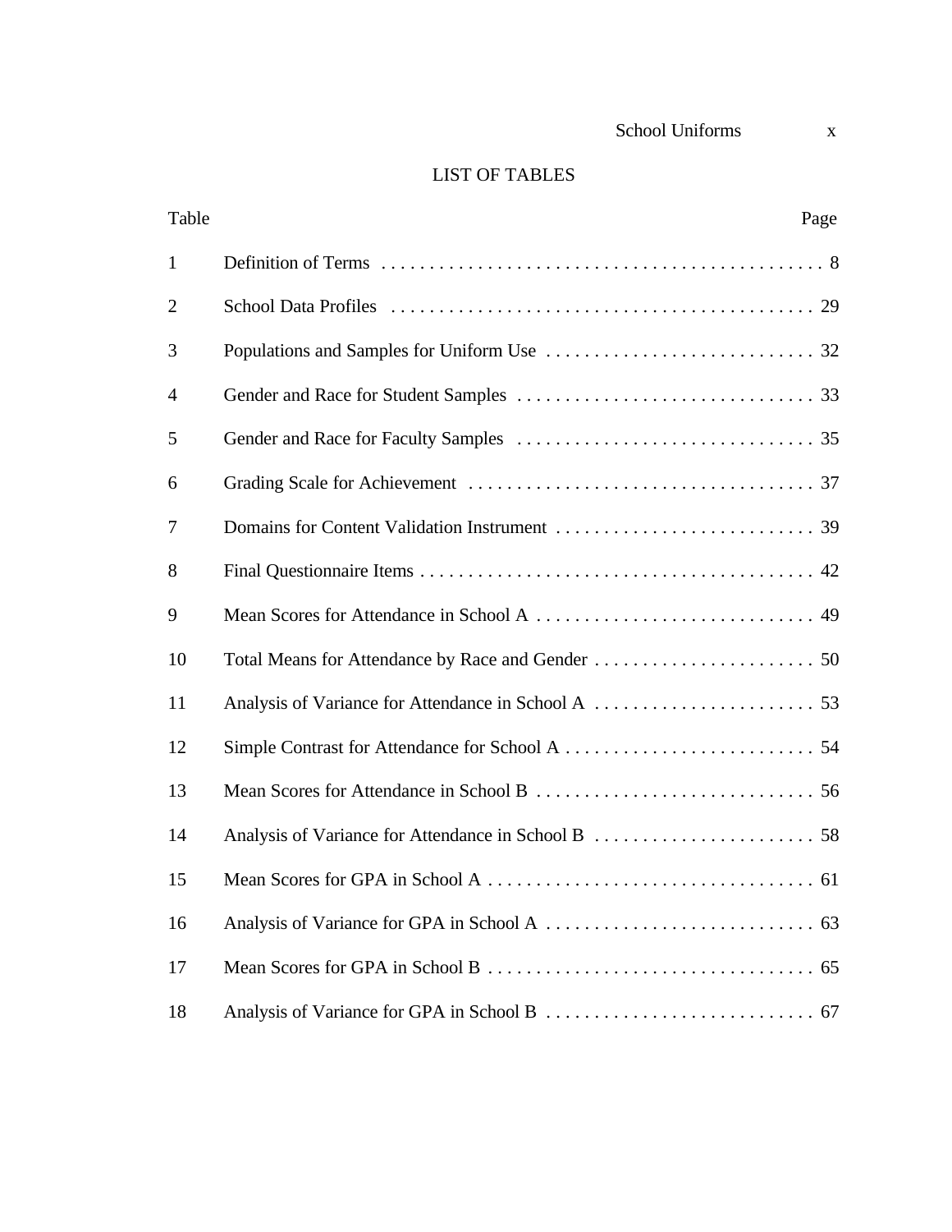# LIST OF TABLES

| Table | | Page |
|---|---|---|
| 1 | Definition of Terms | 8 |
| 2 | School Data Profiles | 29 |
| 3 | Populations and Samples for Uniform Use | 32 |
| 4 | Gender and Race for Student Samples | 33 |
| 5 | Gender and Race for Faculty Samples | 35 |
| 6 | Grading Scale for Achievement | 37 |
| 7 | Domains for Content Validation Instrument | 39 |
| 8 | Final Questionnaire Items | 42 |
| 9 | Mean Scores for Attendance in School A | 49 |
| 10 | Total Means for Attendance by Race and Gender | 50 |
| 11 | Analysis of Variance for Attendance in School A | 53 |
| 12 | Simple Contrast for Attendance for School A | 54 |
| 13 | Mean Scores for Attendance in School B | 56 |
| 14 | Analysis of Variance for Attendance in School B | 58 |
| 15 | Mean Scores for GPA in School A | 61 |
| 16 | Analysis of Variance for GPA in School A | 63 |
| 17 | Mean Scores for GPA in School B | 65 |
| 18 | Analysis of Variance for GPA in School B | 67 |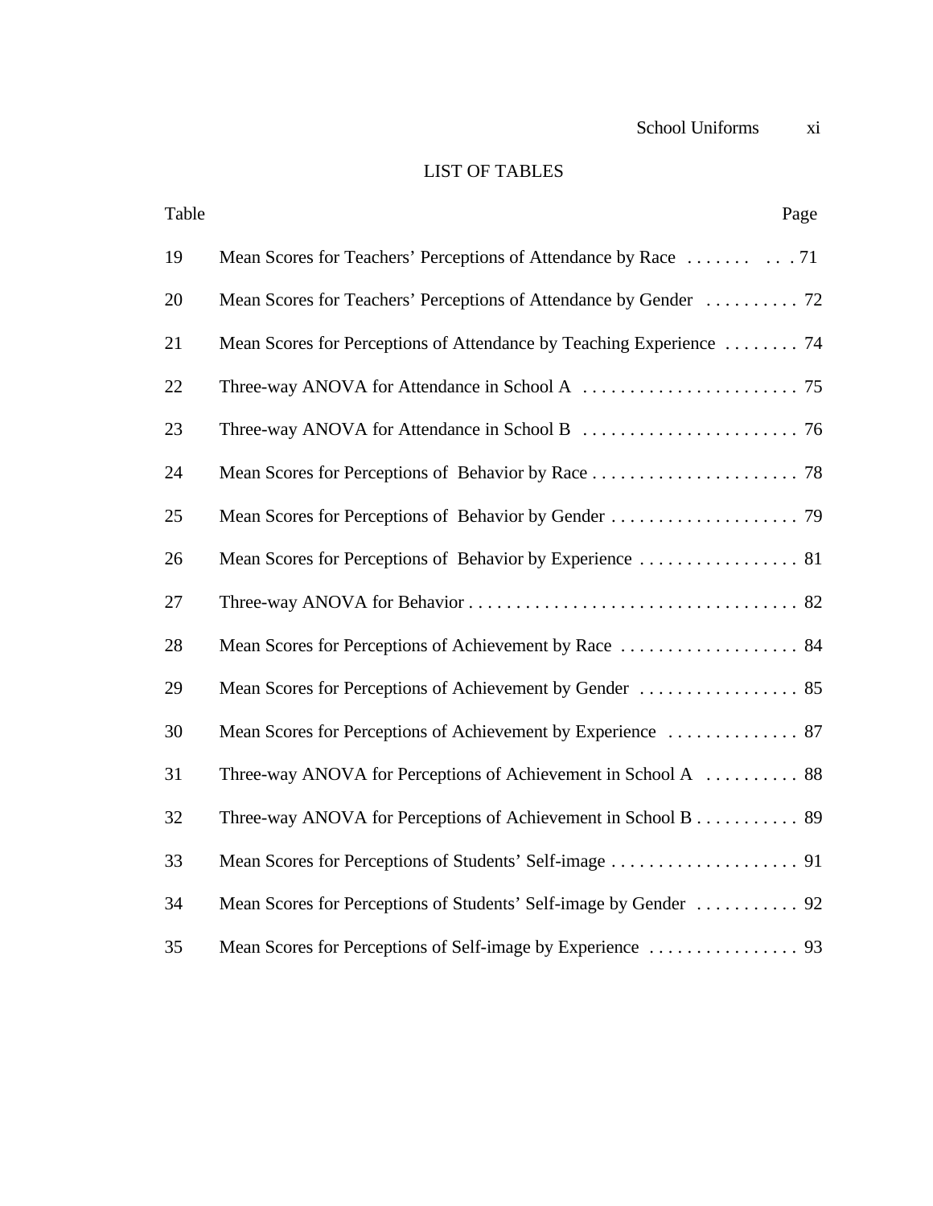## LIST OF TABLES

| Table | | Page |
|---|---|---|
| 19 | Mean Scores for Teachers' Perceptions of Attendance by Race | 71 |
| 20 | Mean Scores for Teachers' Perceptions of Attendance by Gender | 72 |
| 21 | Mean Scores for Perceptions of Attendance by Teaching Experience | 74 |
| 22 | Three-way ANOVA for Attendance in School A | 75 |
| 23 | Three-way ANOVA for Attendance in School B | 76 |
| 24 | Mean Scores for Perceptions of Behavior by Race | 78 |
| 25 | Mean Scores for Perceptions of Behavior by Gender | 79 |
| 26 | Mean Scores for Perceptions of Behavior by Experience | 81 |
| 27 | Three-way ANOVA for Behavior | 82 |
| 28 | Mean Scores for Perceptions of Achievement by Race | 84 |
| 29 | Mean Scores for Perceptions of Achievement by Gender | 85 |
| 30 | Mean Scores for Perceptions of Achievement by Experience | 87 |
| 31 | Three-way ANOVA for Perceptions of Achievement in School A | 88 |
| 32 | Three-way ANOVA for Perceptions of Achievement in School B | 89 |
| 33 | Mean Scores for Perceptions of Students' Self-image | 91 |
| 34 | Mean Scores for Perceptions of Students' Self-image by Gender | 92 |
| 35 | Mean Scores for Perceptions of Self-image by Experience | 93 |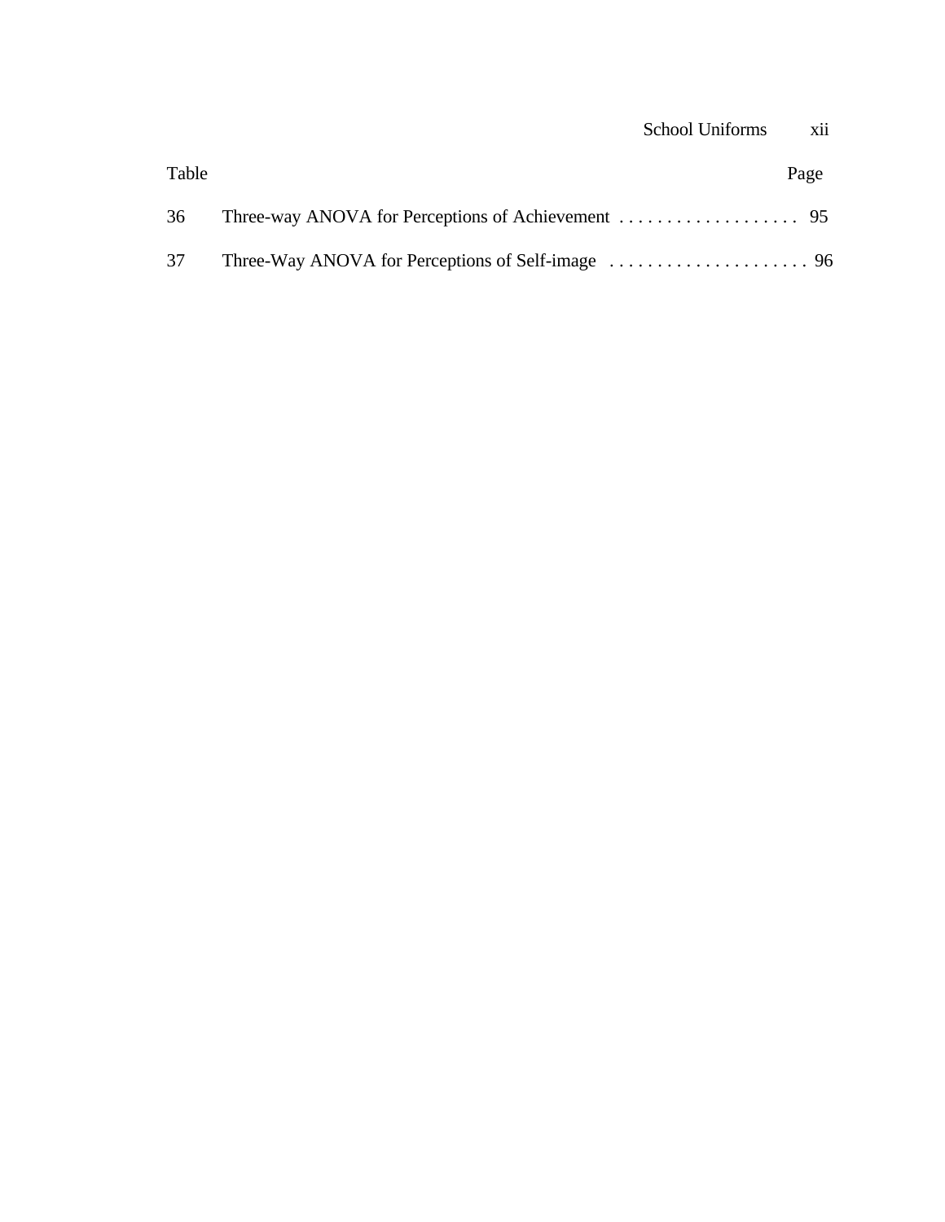| Table | | Page |
| --- | --- | --- |
| 36 | Three-way ANOVA for Perceptions of Achievement | 95 |
| 37 | Three-Way ANOVA for Perceptions of Self-image | 96 |